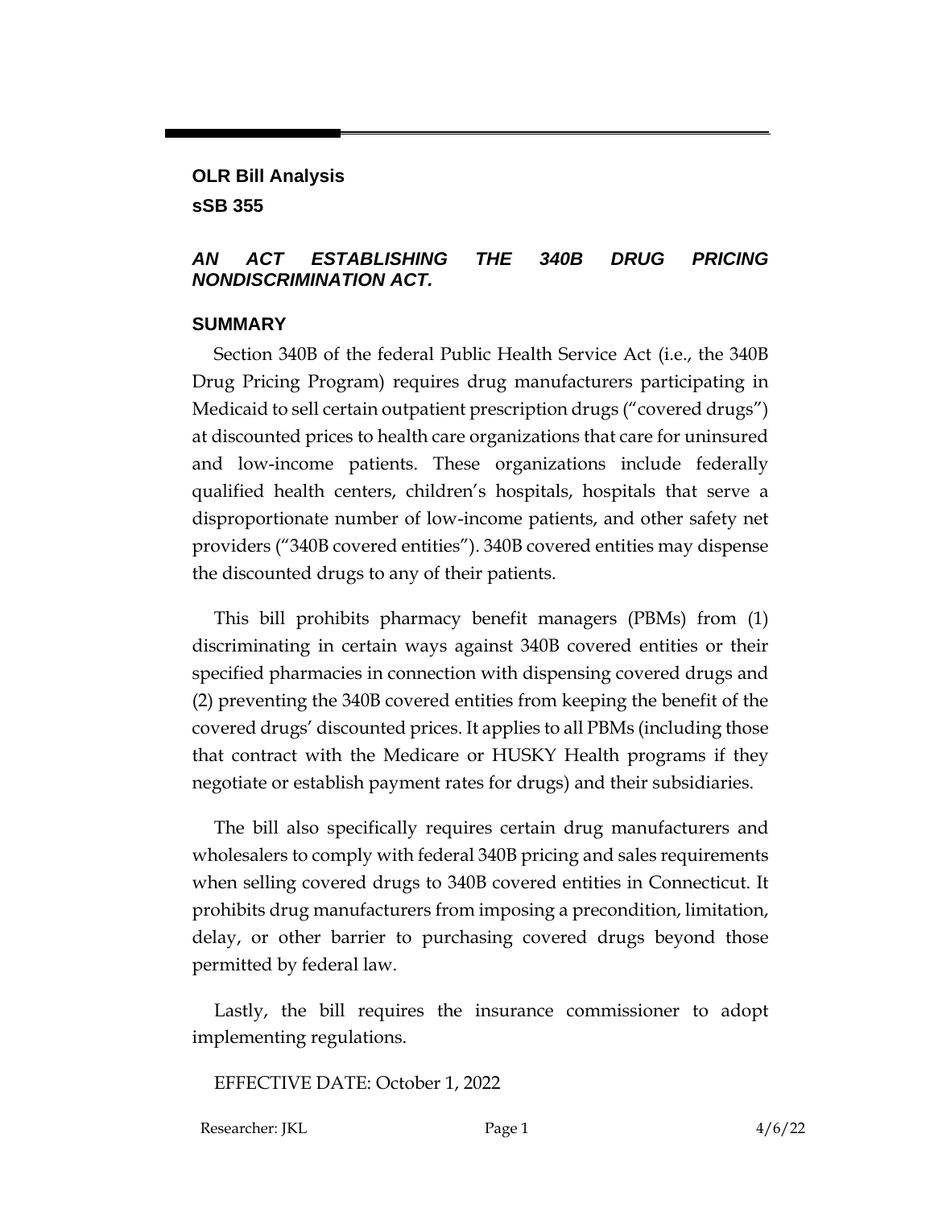**OLR Bill Analysis**

**sSB 355**

***AN ACT ESTABLISHING THE 340B DRUG PRICING NONDISCRIMINATION ACT.***

## SUMMARY

Section 340B of the federal Public Health Service Act (i.e., the 340B Drug Pricing Program) requires drug manufacturers participating in Medicaid to sell certain outpatient prescription drugs ("covered drugs") at discounted prices to health care organizations that care for uninsured and low-income patients. These organizations include federally qualified health centers, children's hospitals, hospitals that serve a disproportionate number of low-income patients, and other safety net providers ("340B covered entities"). 340B covered entities may dispense the discounted drugs to any of their patients.

This bill prohibits pharmacy benefit managers (PBMs) from (1) discriminating in certain ways against 340B covered entities or their specified pharmacies in connection with dispensing covered drugs and (2) preventing the 340B covered entities from keeping the benefit of the covered drugs' discounted prices. It applies to all PBMs (including those that contract with the Medicare or HUSKY Health programs if they negotiate or establish payment rates for drugs) and their subsidiaries.

The bill also specifically requires certain drug manufacturers and wholesalers to comply with federal 340B pricing and sales requirements when selling covered drugs to 340B covered entities in Connecticut. It prohibits drug manufacturers from imposing a precondition, limitation, delay, or other barrier to purchasing covered drugs beyond those permitted by federal law.

Lastly, the bill requires the insurance commissioner to adopt implementing regulations.

EFFECTIVE DATE: October 1, 2022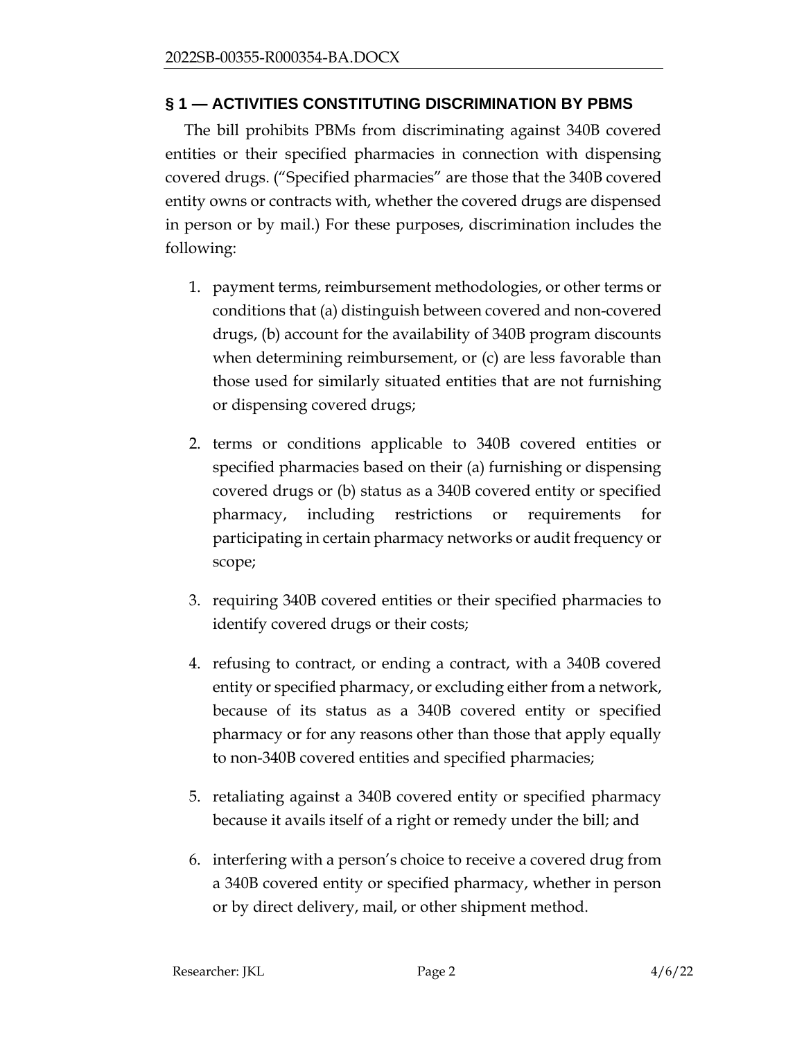## § 1 — ACTIVITIES CONSTITUTING DISCRIMINATION BY PBMS

The bill prohibits PBMs from discriminating against 340B covered entities or their specified pharmacies in connection with dispensing covered drugs. ("Specified pharmacies" are those that the 340B covered entity owns or contracts with, whether the covered drugs are dispensed in person or by mail.) For these purposes, discrimination includes the following:

1. payment terms, reimbursement methodologies, or other terms or conditions that (a) distinguish between covered and non-covered drugs, (b) account for the availability of 340B program discounts when determining reimbursement, or (c) are less favorable than those used for similarly situated entities that are not furnishing or dispensing covered drugs;

2. terms or conditions applicable to 340B covered entities or specified pharmacies based on their (a) furnishing or dispensing covered drugs or (b) status as a 340B covered entity or specified pharmacy, including restrictions or requirements for participating in certain pharmacy networks or audit frequency or scope;

3. requiring 340B covered entities or their specified pharmacies to identify covered drugs or their costs;

4. refusing to contract, or ending a contract, with a 340B covered entity or specified pharmacy, or excluding either from a network, because of its status as a 340B covered entity or specified pharmacy or for any reasons other than those that apply equally to non-340B covered entities and specified pharmacies;

5. retaliating against a 340B covered entity or specified pharmacy because it avails itself of a right or remedy under the bill; and

6. interfering with a person's choice to receive a covered drug from a 340B covered entity or specified pharmacy, whether in person or by direct delivery, mail, or other shipment method.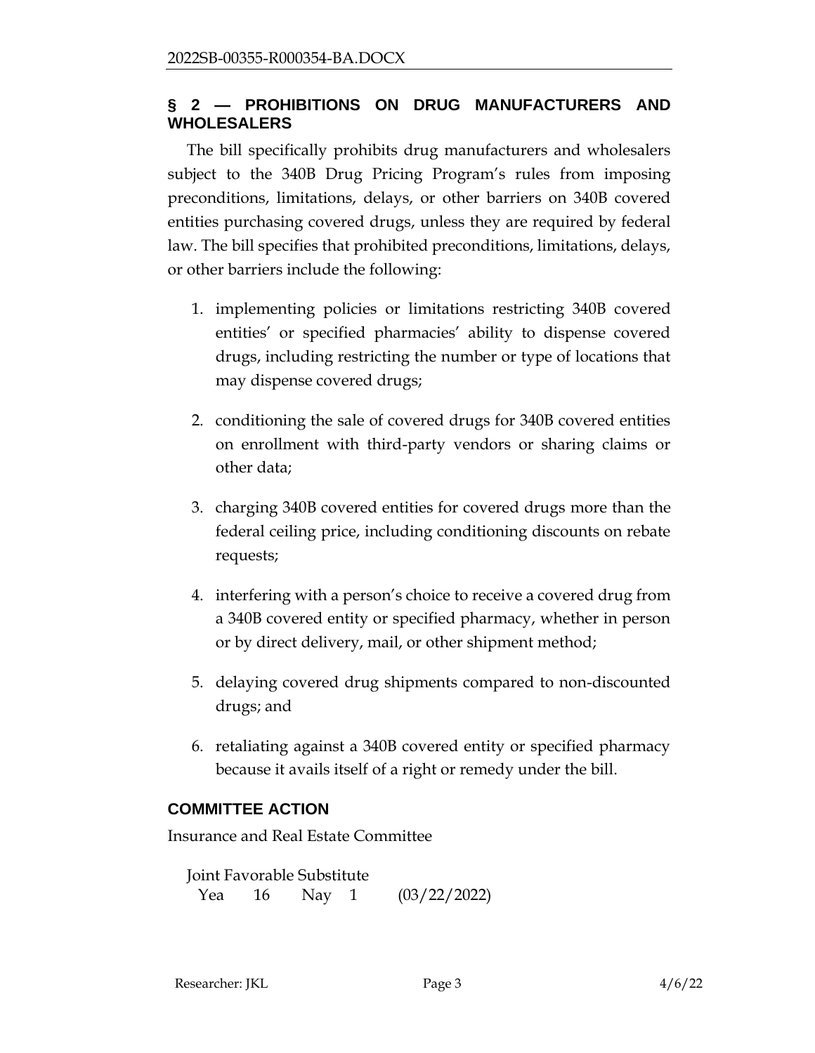## § 2 — PROHIBITIONS ON DRUG MANUFACTURERS AND WHOLESALERS

The bill specifically prohibits drug manufacturers and wholesalers subject to the 340B Drug Pricing Program's rules from imposing preconditions, limitations, delays, or other barriers on 340B covered entities purchasing covered drugs, unless they are required by federal law. The bill specifies that prohibited preconditions, limitations, delays, or other barriers include the following:

1. implementing policies or limitations restricting 340B covered entities' or specified pharmacies' ability to dispense covered drugs, including restricting the number or type of locations that may dispense covered drugs;
2. conditioning the sale of covered drugs for 340B covered entities on enrollment with third-party vendors or sharing claims or other data;
3. charging 340B covered entities for covered drugs more than the federal ceiling price, including conditioning discounts on rebate requests;
4. interfering with a person's choice to receive a covered drug from a 340B covered entity or specified pharmacy, whether in person or by direct delivery, mail, or other shipment method;
5. delaying covered drug shipments compared to non-discounted drugs; and
6. retaliating against a 340B covered entity or specified pharmacy because it avails itself of a right or remedy under the bill.

## COMMITTEE ACTION

Insurance and Real Estate Committee

Joint Favorable Substitute
Yea 16 Nay 1 (03/22/2022)